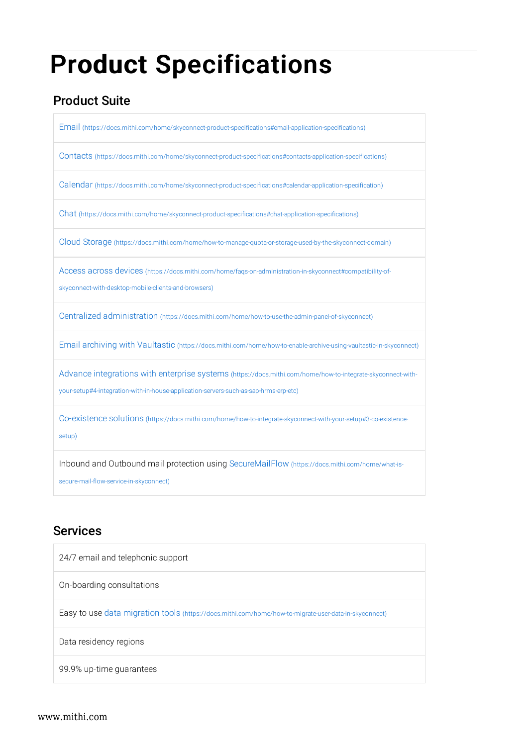# Product Specifications

## Product Suite

| |
|---|
| Email (https://docs.mithi.com/home/skyconnect-product-specifications#email-application-specifications) |
| Contacts (https://docs.mithi.com/home/skyconnect-product-specifications#contacts-application-specifications) |
| Calendar (https://docs.mithi.com/home/skyconnect-product-specifications#calendar-application-specification) |
| Chat (https://docs.mithi.com/home/skyconnect-product-specifications#chat-application-specifications) |
| Cloud Storage (https://docs.mithi.com/home/how-to-manage-quota-or-storage-used-by-the-skyconnect-domain) |
| Access across devices (https://docs.mithi.com/home/faqs-on-administration-in-skyconnect#compatibility-of-skyconnect-with-desktop-mobile-clients-and-browsers) |
| Centralized administration (https://docs.mithi.com/home/how-to-use-the-admin-panel-of-skyconnect) |
| Email archiving with Vaultastic (https://docs.mithi.com/home/how-to-enable-archive-using-vaultastic-in-skyconnect) |
| Advance integrations with enterprise systems (https://docs.mithi.com/home/how-to-integrate-skyconnect-with-your-setup#4-integration-with-in-house-application-servers-such-as-sap-hrms-erp-etc) |
| Co-existence solutions (https://docs.mithi.com/home/how-to-integrate-skyconnect-with-your-setup#3-co-existence-setup) |
| Inbound and Outbound mail protection using SecureMailFlow (https://docs.mithi.com/home/what-is-secure-mail-flow-service-in-skyconnect) |

## Services

| |
|---|
| 24/7 email and telephonic support |
| On-boarding consultations |
| Easy to use data migration tools (https://docs.mithi.com/home/how-to-migrate-user-data-in-skyconnect) |
| Data residency regions |
| 99.9% up-time guarantees |

www.mithi.com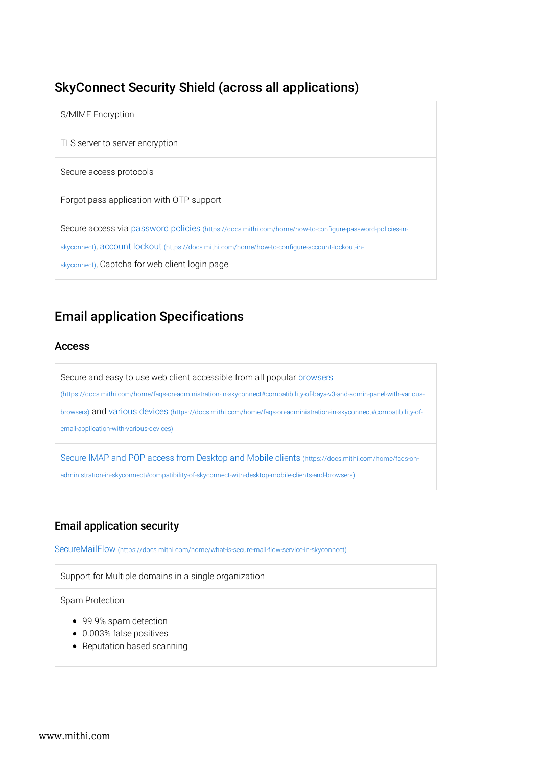## SkyConnect Security Shield (across all applications)

| |
|---|
| S/MIME Encryption |
| TLS server to server encryption |
| Secure access protocols |
| Forgot pass application with OTP support |
| Secure access via password policies (https://docs.mithi.com/home/how-to-configure-password-policies-in-skyconnect), account lockout (https://docs.mithi.com/home/how-to-configure-account-lockout-in-skyconnect), Captcha for web client login page |

## Email application Specifications

### Access

| |
|---|
| Secure and easy to use web client accessible from all popular browsers (https://docs.mithi.com/home/faqs-on-administration-in-skyconnect#compatibility-of-baya-v3-and-admin-panel-with-various-browsers) and various devices (https://docs.mithi.com/home/faqs-on-administration-in-skyconnect#compatibility-of-email-application-with-various-devices) |
| Secure IMAP and POP access from Desktop and Mobile clients (https://docs.mithi.com/home/faqs-on-administration-in-skyconnect#compatibility-of-skyconnect-with-desktop-mobile-clients-and-browsers) |

### Email application security

SecureMailFlow (https://docs.mithi.com/home/what-is-secure-mail-flow-service-in-skyconnect)

| |
|---|
| Support for Multiple domains in a single organization |
| Spam Protection<br>• 99.9% spam detection<br>• 0.003% false positives<br>• Reputation based scanning |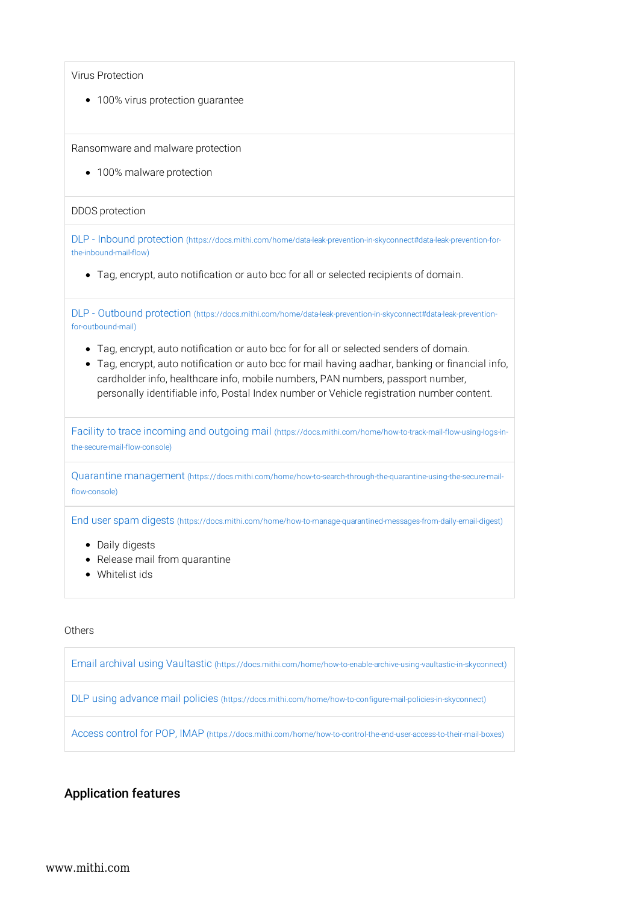| |
|---|
| Virus Protection<br><br>- 100% virus protection guarantee |
| Ransomware and malware protection<br><br>- 100% malware protection |
| DDOS protection |
| [DLP - Inbound protection](https://docs.mithi.com/home/data-leak-prevention-in-skyconnect#data-leak-prevention-for-the-inbound-mail-flow) (https://docs.mithi.com/home/data-leak-prevention-in-skyconnect#data-leak-prevention-for-the-inbound-mail-flow)<br><br>- Tag, encrypt, auto notification or auto bcc for all or selected recipients of domain. |
| [DLP - Outbound protection](https://docs.mithi.com/home/data-leak-prevention-in-skyconnect#data-leak-prevention-for-outbound-mail) (https://docs.mithi.com/home/data-leak-prevention-in-skyconnect#data-leak-prevention-for-outbound-mail)<br><br>- Tag, encrypt, auto notification or auto bcc for for all or selected senders of domain.<br>- Tag, encrypt, auto notification or auto bcc for mail having aadhar, banking or financial info, cardholder info, healthcare info, mobile numbers, PAN numbers, passport number, personally identifiable info, Postal Index number or Vehicle registration number content. |
| [Facility to trace incoming and outgoing mail](https://docs.mithi.com/home/how-to-track-mail-flow-using-logs-in-the-secure-mail-flow-console) (https://docs.mithi.com/home/how-to-track-mail-flow-using-logs-in-the-secure-mail-flow-console) |
| [Quarantine management](https://docs.mithi.com/home/how-to-search-through-the-quarantine-using-the-secure-mail-flow-console) (https://docs.mithi.com/home/how-to-search-through-the-quarantine-using-the-secure-mail-flow-console) |
| [End user spam digests](https://docs.mithi.com/home/how-to-manage-quarantined-messages-from-daily-email-digest) (https://docs.mithi.com/home/how-to-manage-quarantined-messages-from-daily-email-digest)<br><br>- Daily digests<br>- Release mail from quarantine<br>- Whitelist ids |

Others

| |
|---|
| [Email archival using Vaultastic](https://docs.mithi.com/home/how-to-enable-archive-using-vaultastic-in-skyconnect) (https://docs.mithi.com/home/how-to-enable-archive-using-vaultastic-in-skyconnect) |
| [DLP using advance mail policies](https://docs.mithi.com/home/how-to-configure-mail-policies-in-skyconnect) (https://docs.mithi.com/home/how-to-configure-mail-policies-in-skyconnect) |
| [Access control for POP, IMAP](https://docs.mithi.com/home/how-to-control-the-end-user-access-to-their-mail-boxes) (https://docs.mithi.com/home/how-to-control-the-end-user-access-to-their-mail-boxes) |

## Application features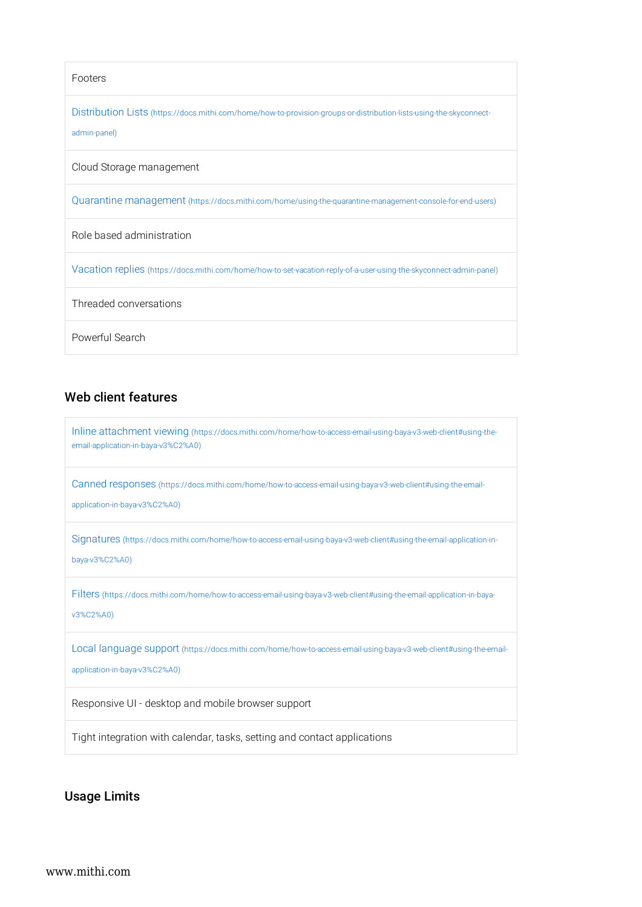| Footers |
|---|
| [Distribution Lists](https://docs.mithi.com/home/how-to-provision-groups-or-distribution-lists-using-the-skyconnect-admin-panel) (https://docs.mithi.com/home/how-to-provision-groups-or-distribution-lists-using-the-skyconnect-admin-panel) |
| Cloud Storage management |
| [Quarantine management](https://docs.mithi.com/home/using-the-quarantine-management-console-for-end-users) (https://docs.mithi.com/home/using-the-quarantine-management-console-for-end-users) |
| Role based administration |
| [Vacation replies](https://docs.mithi.com/home/how-to-set-vacation-reply-of-a-user-using-the-skyconnect-admin-panel) (https://docs.mithi.com/home/how-to-set-vacation-reply-of-a-user-using-the-skyconnect-admin-panel) |
| Threaded conversations |
| Powerful Search |

## Web client features

| [Inline attachment viewing](https://docs.mithi.com/home/how-to-access-email-using-baya-v3-web-client#using-the-email-application-in-baya-v3%C2%A0) (https://docs.mithi.com/home/how-to-access-email-using-baya-v3-web-client#using-the-email-application-in-baya-v3%C2%A0) |
|---|
| [Canned responses](https://docs.mithi.com/home/how-to-access-email-using-baya-v3-web-client#using-the-email-application-in-baya-v3%C2%A0) (https://docs.mithi.com/home/how-to-access-email-using-baya-v3-web-client#using-the-email-application-in-baya-v3%C2%A0) |
| [Signatures](https://docs.mithi.com/home/how-to-access-email-using-baya-v3-web-client#using-the-email-application-in-baya-v3%C2%A0) (https://docs.mithi.com/home/how-to-access-email-using-baya-v3-web-client#using-the-email-application-in-baya-v3%C2%A0) |
| [Filters](https://docs.mithi.com/home/how-to-access-email-using-baya-v3-web-client#using-the-email-application-in-baya-v3%C2%A0) (https://docs.mithi.com/home/how-to-access-email-using-baya-v3-web-client#using-the-email-application-in-baya-v3%C2%A0) |
| [Local language support](https://docs.mithi.com/home/how-to-access-email-using-baya-v3-web-client#using-the-email-application-in-baya-v3%C2%A0) (https://docs.mithi.com/home/how-to-access-email-using-baya-v3-web-client#using-the-email-application-in-baya-v3%C2%A0) |
| Responsive UI - desktop and mobile browser support |
| Tight integration with calendar, tasks, setting and contact applications |

## Usage Limits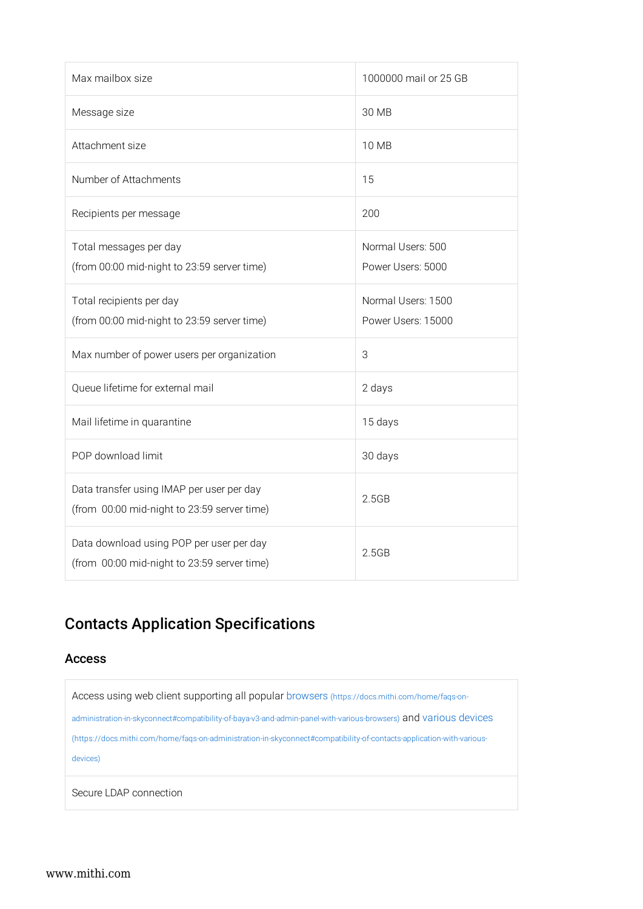| Max mailbox size | 1000000 mail or 25 GB |
|---|---|
| Message size | 30 MB |
| Attachment size | 10 MB |
| Number of Attachments | 15 |
| Recipients per message | 200 |
| Total messages per day (from 00:00 mid-night to 23:59 server time) | Normal Users: 500 Power Users: 5000 |
| Total recipients per day (from 00:00 mid-night to 23:59 server time) | Normal Users: 1500 Power Users: 15000 |
| Max number of power users per organization | 3 |
| Queue lifetime for external mail | 2 days |
| Mail lifetime in quarantine | 15 days |
| POP download limit | 30 days |
| Data transfer using IMAP per user per day (from 00:00 mid-night to 23:59 server time) | 2.5GB |
| Data download using POP per user per day (from 00:00 mid-night to 23:59 server time) | 2.5GB |

## Contacts Application Specifications

### Access

| |
|---|
| Access using web client supporting all popular browsers (https://docs.mithi.com/home/faqs-on-administration-in-skyconnect#compatibility-of-baya-v3-and-admin-panel-with-various-browsers) and various devices (https://docs.mithi.com/home/faqs-on-administration-in-skyconnect#compatibility-of-contacts-application-with-various-devices) |
| Secure LDAP connection |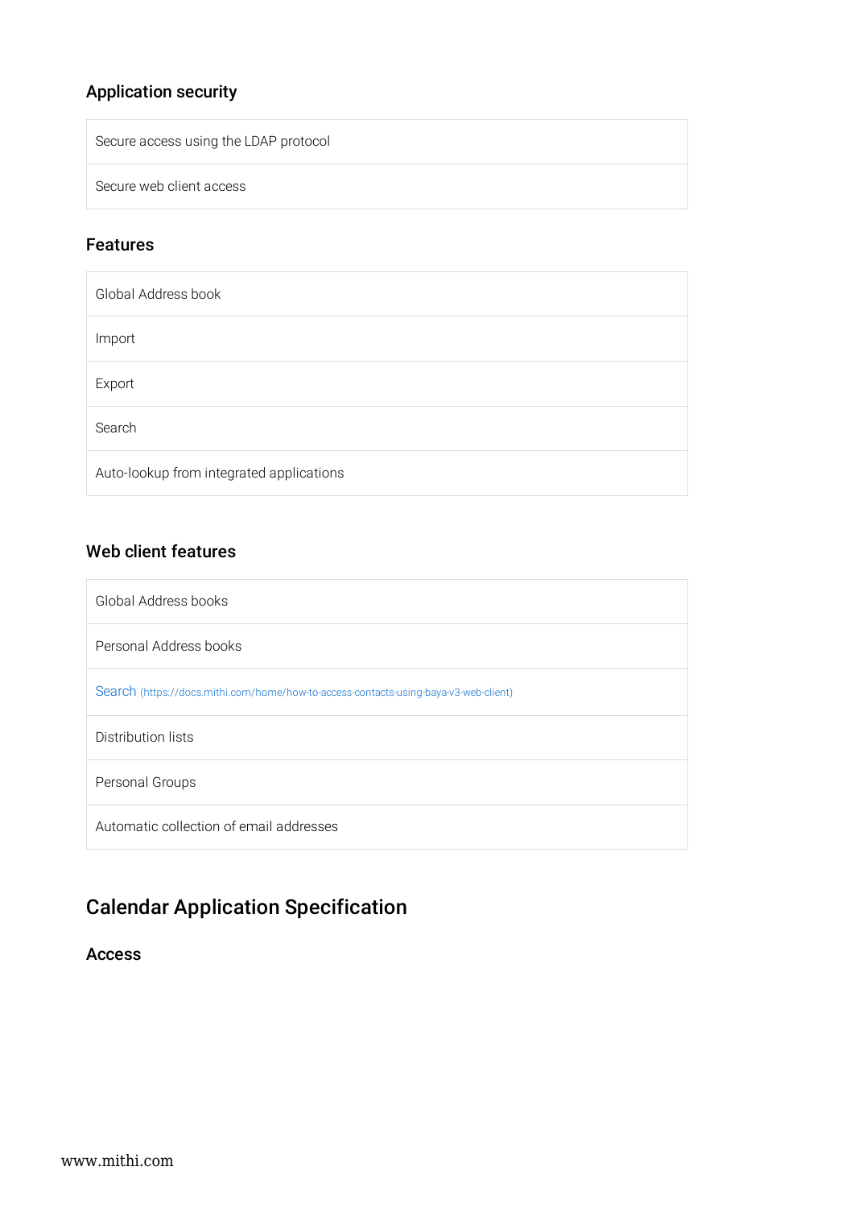### Application security

| Secure access using the LDAP protocol |
|---|
| Secure web client access |

### Features

| Global Address book |
|---|
| Import |
| Export |
| Search |
| Auto-lookup from integrated applications |

### Web client features

| Global Address books |
|---|
| Personal Address books |
| Search (https://docs.mithi.com/home/how-to-access-contacts-using-baya-v3-web-client) |
| Distribution lists |
| Personal Groups |
| Automatic collection of email addresses |

## Calendar Application Specification

### Access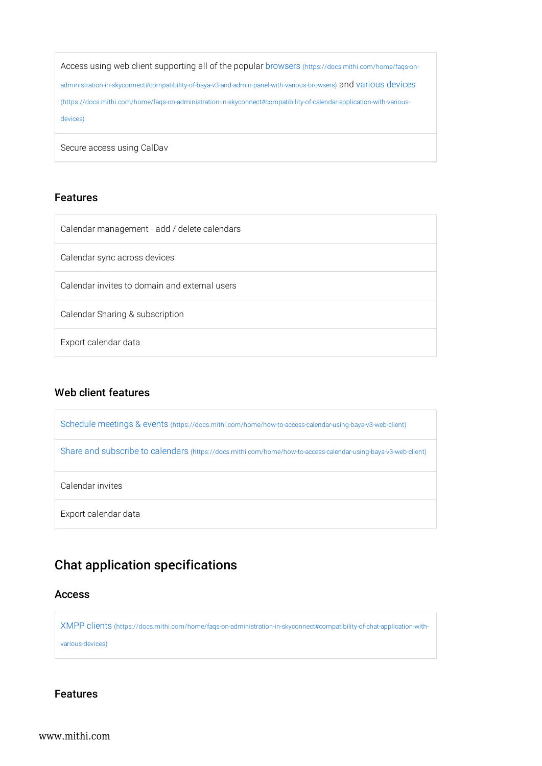| |
|---|
| Access using web client supporting all of the popular browsers (https://docs.mithi.com/home/faqs-on-administration-in-skyconnect#compatibility-of-baya-v3-and-admin-panel-with-various-browsers) and various devices (https://docs.mithi.com/home/faqs-on-administration-in-skyconnect#compatibility-of-calendar-application-with-various-devices) |
| Secure access using CalDav |

### Features

| |
|---|
| Calendar management - add / delete calendars |
| Calendar sync across devices |
| Calendar invites to domain and external users |
| Calendar Sharing & subscription |
| Export calendar data |

### Web client features

| |
|---|
| Schedule meetings & events (https://docs.mithi.com/home/how-to-access-calendar-using-baya-v3-web-client) |
| Share and subscribe to calendars (https://docs.mithi.com/home/how-to-access-calendar-using-baya-v3-web-client) |
| Calendar invites |
| Export calendar data |

## Chat application specifications

### Access

| |
|---|
| XMPP clients (https://docs.mithi.com/home/faqs-on-administration-in-skyconnect#compatibility-of-chat-application-with-various-devices) |

### Features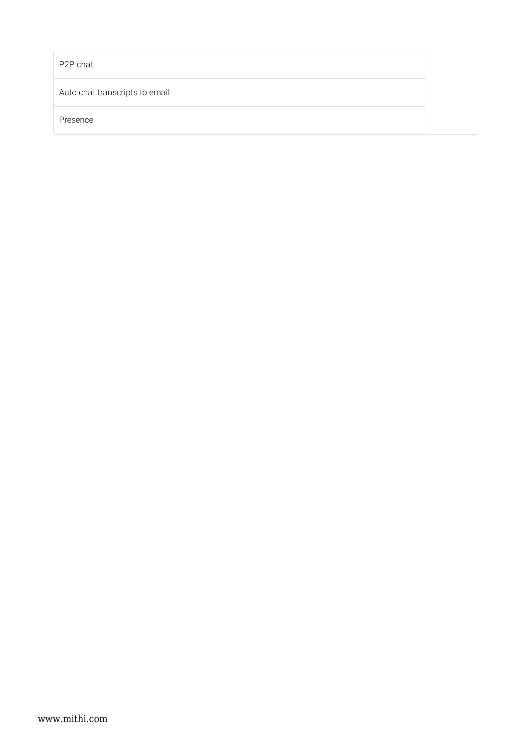| |
|---|
| P2P chat |
| Auto chat transcripts to email |
| Presence |